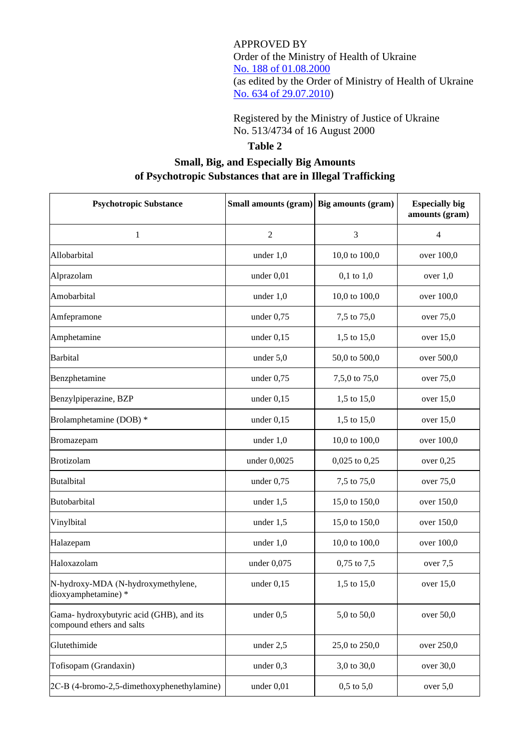APPROVED BY
Order of the Ministry of Health of Ukraine
No. 188 of 01.08.2000
(as edited by the Order of Ministry of Health of Ukraine
No. 634 of 29.07.2010)

Registered by the Ministry of Justice of Ukraine
No. 513/4734 of 16 August 2000

**Table 2**

## Small, Big, and Especially Big Amounts of Psychotropic Substances that are in Illegal Trafficking

| Psychotropic Substance | Small amounts (gram) | Big amounts (gram) | Especially big amounts (gram) |
|---|---|---|---|
| 1 | 2 | 3 | 4 |
| Allobarbital | under 1,0 | 10,0 to 100,0 | over 100,0 |
| Alprazolam | under 0,01 | 0,1 to 1,0 | over 1,0 |
| Amobarbital | under 1,0 | 10,0 to 100,0 | over 100,0 |
| Amfepramone | under 0,75 | 7,5 to 75,0 | over 75,0 |
| Amphetamine | under 0,15 | 1,5 to 15,0 | over 15,0 |
| Barbital | under 5,0 | 50,0 to 500,0 | over 500,0 |
| Benzphetamine | under 0,75 | 7,5,0 to 75,0 | over 75,0 |
| Benzylpiperazine, BZP | under 0,15 | 1,5 to 15,0 | over 15,0 |
| Brolamphetamine (DOB) * | under 0,15 | 1,5 to 15,0 | over 15,0 |
| Bromazepam | under 1,0 | 10,0 to 100,0 | over 100,0 |
| Brotizolam | under 0,0025 | 0,025 to 0,25 | over 0,25 |
| Butalbital | under 0,75 | 7,5 to 75,0 | over 75,0 |
| Butobarbital | under 1,5 | 15,0 to 150,0 | over 150,0 |
| Vinylbital | under 1,5 | 15,0 to 150,0 | over 150,0 |
| Halazepam | under 1,0 | 10,0 to 100,0 | over 100,0 |
| Haloxazolam | under 0,075 | 0,75 to 7,5 | over 7,5 |
| N-hydroxy-MDA (N-hydroxymethylene, dioxyamphetamine) * | under 0,15 | 1,5 to 15,0 | over 15,0 |
| Gama- hydroxybutyric acid (GHB), and its compound ethers and salts | under 0,5 | 5,0 to 50,0 | over 50,0 |
| Glutethimide | under 2,5 | 25,0 to 250,0 | over 250,0 |
| Tofisopam (Grandaxin) | under 0,3 | 3,0 to 30,0 | over 30,0 |
| 2C-B (4-bromo-2,5-dimethoxyphenethylamine) | under 0,01 | 0,5 to 5,0 | over 5,0 |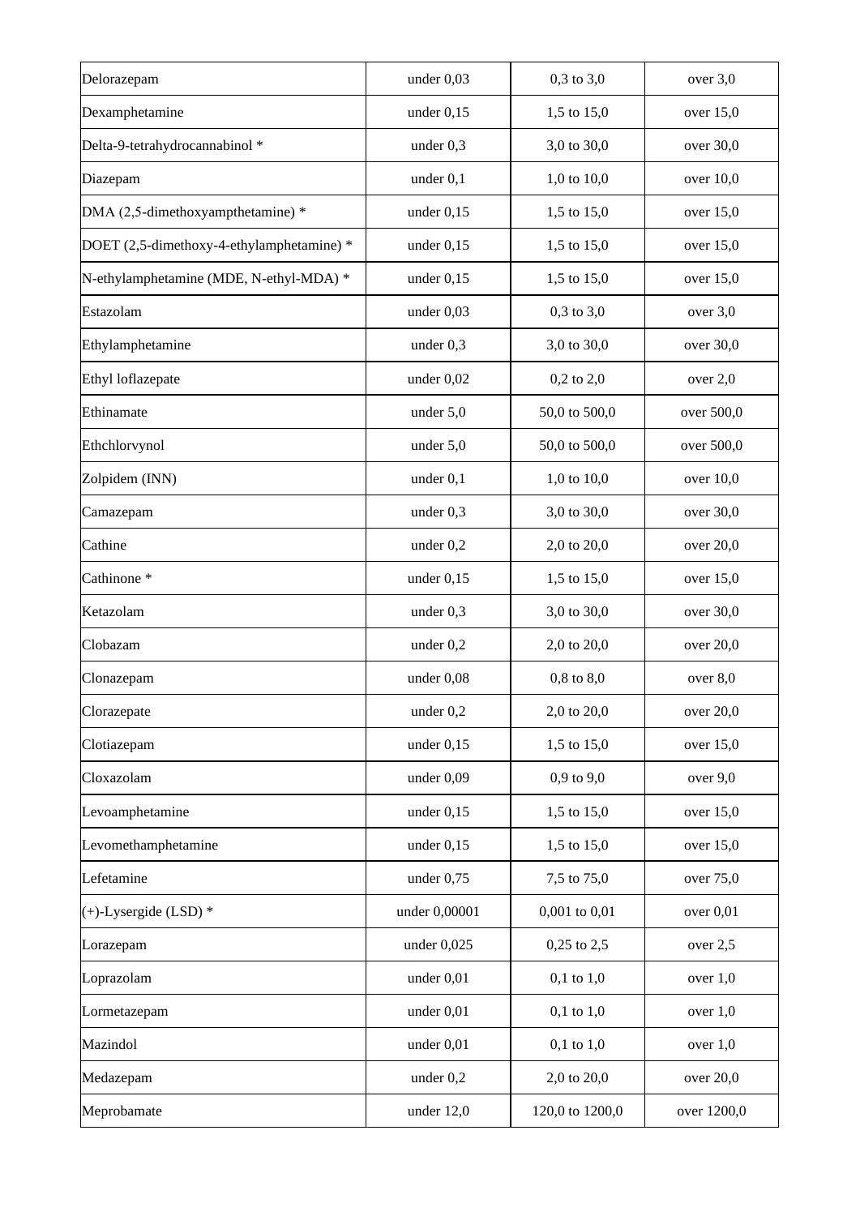| Delorazepam | under 0,03 | 0,3 to 3,0 | over 3,0 |
|---|---|---|---|
| Dexamphetamine | under 0,15 | 1,5 to 15,0 | over 15,0 |
| Delta-9-tetrahydrocannabinol * | under 0,3 | 3,0 to 30,0 | over 30,0 |
| Diazepam | under 0,1 | 1,0 to 10,0 | over 10,0 |
| DMA (2,5-dimethoxyampthetamine) * | under 0,15 | 1,5 to 15,0 | over 15,0 |
| DOET (2,5-dimethoxy-4-ethylamphetamine) * | under 0,15 | 1,5 to 15,0 | over 15,0 |
| N-ethylamphetamine (MDE, N-ethyl-MDA) * | under 0,15 | 1,5 to 15,0 | over 15,0 |
| Estazolam | under 0,03 | 0,3 to 3,0 | over 3,0 |
| Ethylamphetamine | under 0,3 | 3,0 to 30,0 | over 30,0 |
| Ethyl loflazepate | under 0,02 | 0,2 to 2,0 | over 2,0 |
| Ethinamate | under 5,0 | 50,0 to 500,0 | over 500,0 |
| Ethchlorvynol | under 5,0 | 50,0 to 500,0 | over 500,0 |
| Zolpidem (INN) | under 0,1 | 1,0 to 10,0 | over 10,0 |
| Camazepam | under 0,3 | 3,0 to 30,0 | over 30,0 |
| Cathine | under 0,2 | 2,0 to 20,0 | over 20,0 |
| Cathinone * | under 0,15 | 1,5 to 15,0 | over 15,0 |
| Ketazolam | under 0,3 | 3,0 to 30,0 | over 30,0 |
| Clobazam | under 0,2 | 2,0 to 20,0 | over 20,0 |
| Clonazepam | under 0,08 | 0,8 to 8,0 | over 8,0 |
| Clorazepate | under 0,2 | 2,0 to 20,0 | over 20,0 |
| Clotiazepam | under 0,15 | 1,5 to 15,0 | over 15,0 |
| Cloxazolam | under 0,09 | 0,9 to 9,0 | over 9,0 |
| Levoamphetamine | under 0,15 | 1,5 to 15,0 | over 15,0 |
| Levomethamphetamine | under 0,15 | 1,5 to 15,0 | over 15,0 |
| Lefetamine | under 0,75 | 7,5 to 75,0 | over 75,0 |
| (+)-Lysergide (LSD) * | under 0,00001 | 0,001 to 0,01 | over 0,01 |
| Lorazepam | under 0,025 | 0,25 to 2,5 | over 2,5 |
| Loprazolam | under 0,01 | 0,1 to 1,0 | over 1,0 |
| Lormetazepam | under 0,01 | 0,1 to 1,0 | over 1,0 |
| Mazindol | under 0,01 | 0,1 to 1,0 | over 1,0 |
| Medazepam | under 0,2 | 2,0 to 20,0 | over 20,0 |
| Meprobamate | under 12,0 | 120,0 to 1200,0 | over 1200,0 |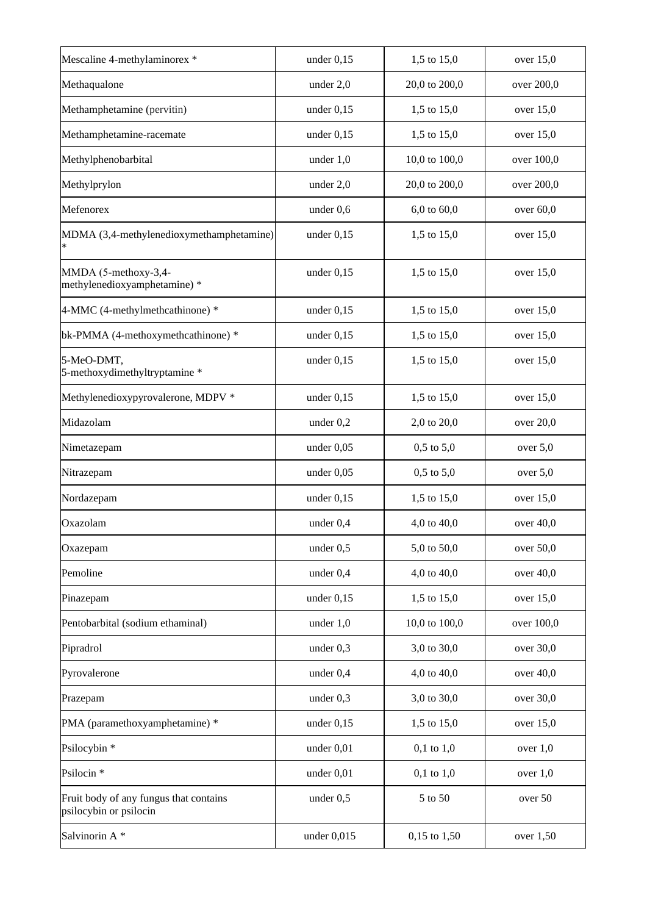| | | | |
|---|---|---|---|
| Mescaline 4-methylaminorex * | under 0,15 | 1,5 to 15,0 | over 15,0 |
| Methaqualone | under 2,0 | 20,0 to 200,0 | over 200,0 |
| Methamphetamine (pervitin) | under 0,15 | 1,5 to 15,0 | over 15,0 |
| Methamphetamine-racemate | under 0,15 | 1,5 to 15,0 | over 15,0 |
| Methylphenobarbital | under 1,0 | 10,0 to 100,0 | over 100,0 |
| Methylprylon | under 2,0 | 20,0 to 200,0 | over 200,0 |
| Mefenorex | under 0,6 | 6,0 to 60,0 | over 60,0 |
| MDMA (3,4-methylenedioxymethamphetamine) * | under 0,15 | 1,5 to 15,0 | over 15,0 |
| MMDA (5-methoxy-3,4-methylenedioxyamphetamine) * | under 0,15 | 1,5 to 15,0 | over 15,0 |
| 4-MMC (4-methylmethcathinone) * | under 0,15 | 1,5 to 15,0 | over 15,0 |
| bk-PMMA (4-methoxymethcathinone) * | under 0,15 | 1,5 to 15,0 | over 15,0 |
| 5-MeO-DMT, 5-methoxydimethyltryptamine * | under 0,15 | 1,5 to 15,0 | over 15,0 |
| Methylenedioxypyrovalerone, MDPV * | under 0,15 | 1,5 to 15,0 | over 15,0 |
| Midazolam | under 0,2 | 2,0 to 20,0 | over 20,0 |
| Nimetazepam | under 0,05 | 0,5 to 5,0 | over 5,0 |
| Nitrazepam | under 0,05 | 0,5 to 5,0 | over 5,0 |
| Nordazepam | under 0,15 | 1,5 to 15,0 | over 15,0 |
| Oxazolam | under 0,4 | 4,0 to 40,0 | over 40,0 |
| Oxazepam | under 0,5 | 5,0 to 50,0 | over 50,0 |
| Pemoline | under 0,4 | 4,0 to 40,0 | over 40,0 |
| Pinazepam | under 0,15 | 1,5 to 15,0 | over 15,0 |
| Pentobarbital (sodium ethaminal) | under 1,0 | 10,0 to 100,0 | over 100,0 |
| Pipradrol | under 0,3 | 3,0 to 30,0 | over 30,0 |
| Pyrovalerone | under 0,4 | 4,0 to 40,0 | over 40,0 |
| Prazepam | under 0,3 | 3,0 to 30,0 | over 30,0 |
| PMA (paramethoxyamphetamine) * | under 0,15 | 1,5 to 15,0 | over 15,0 |
| Psilocybin * | under 0,01 | 0,1 to 1,0 | over 1,0 |
| Psilocin * | under 0,01 | 0,1 to 1,0 | over 1,0 |
| Fruit body of any fungus that contains psilocybin or psilocin | under 0,5 | 5 to 50 | over 50 |
| Salvinorin A * | under 0,015 | 0,15 to 1,50 | over 1,50 |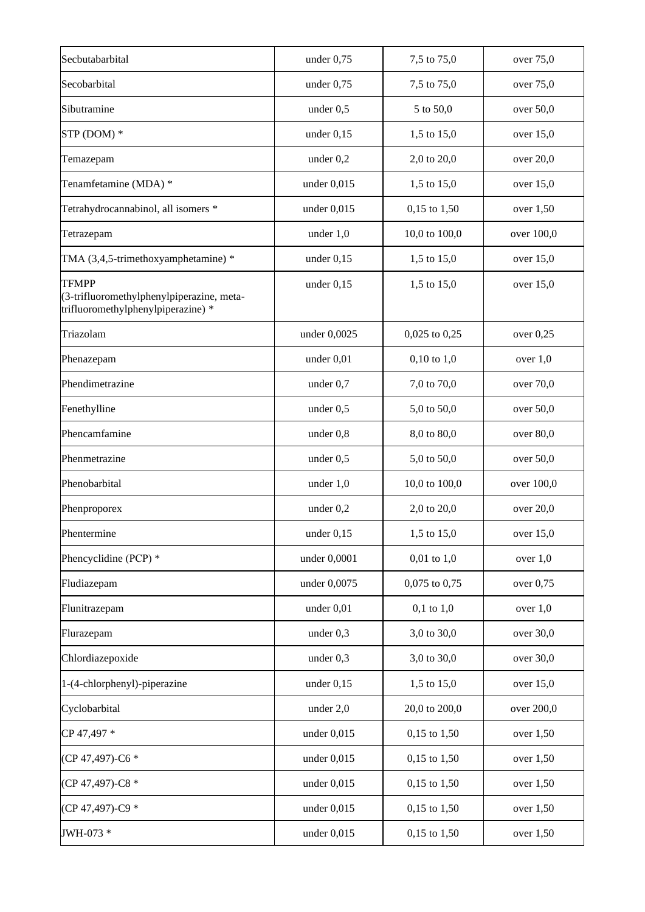| | | | |
|---|---|---|---|
| Secbutabarbital | under 0,75 | 7,5 to 75,0 | over 75,0 |
| Secobarbital | under 0,75 | 7,5 to 75,0 | over 75,0 |
| Sibutramine | under 0,5 | 5 to 50,0 | over 50,0 |
| STP (DOM) * | under 0,15 | 1,5 to 15,0 | over 15,0 |
| Temazepam | under 0,2 | 2,0 to 20,0 | over 20,0 |
| Tenamfetamine (MDA) * | under 0,015 | 1,5 to 15,0 | over 15,0 |
| Tetrahydrocannabinol, all isomers * | under 0,015 | 0,15 to 1,50 | over 1,50 |
| Tetrazepam | under 1,0 | 10,0 to 100,0 | over 100,0 |
| TMA (3,4,5-trimethoxyamphetamine) * | under 0,15 | 1,5 to 15,0 | over 15,0 |
| TFMPP (3-trifluoromethylphenylpiperazine, meta-trifluoromethylphenylpiperazine) * | under 0,15 | 1,5 to 15,0 | over 15,0 |
| Triazolam | under 0,0025 | 0,025 to 0,25 | over 0,25 |
| Phenazepam | under 0,01 | 0,10 to 1,0 | over 1,0 |
| Phendimetrazine | under 0,7 | 7,0 to 70,0 | over 70,0 |
| Fenethylline | under 0,5 | 5,0 to 50,0 | over 50,0 |
| Phencamfamine | under 0,8 | 8,0 to 80,0 | over 80,0 |
| Phenmetrazine | under 0,5 | 5,0 to 50,0 | over 50,0 |
| Phenobarbital | under 1,0 | 10,0 to 100,0 | over 100,0 |
| Phenproporex | under 0,2 | 2,0 to 20,0 | over 20,0 |
| Phentermine | under 0,15 | 1,5 to 15,0 | over 15,0 |
| Phencyclidine (PCP) * | under 0,0001 | 0,01 to 1,0 | over 1,0 |
| Fludiazepam | under 0,0075 | 0,075 to 0,75 | over 0,75 |
| Flunitrazepam | under 0,01 | 0,1 to 1,0 | over 1,0 |
| Flurazepam | under 0,3 | 3,0 to 30,0 | over 30,0 |
| Chlordiazepoxide | under 0,3 | 3,0 to 30,0 | over 30,0 |
| 1-(4-chlorphenyl)-piperazine | under 0,15 | 1,5 to 15,0 | over 15,0 |
| Cyclobarbital | under 2,0 | 20,0 to 200,0 | over 200,0 |
| CP 47,497 * | under 0,015 | 0,15 to 1,50 | over 1,50 |
| (CP 47,497)-C6 * | under 0,015 | 0,15 to 1,50 | over 1,50 |
| (CP 47,497)-C8 * | under 0,015 | 0,15 to 1,50 | over 1,50 |
| (CP 47,497)-C9 * | under 0,015 | 0,15 to 1,50 | over 1,50 |
| JWH-073 * | under 0,015 | 0,15 to 1,50 | over 1,50 |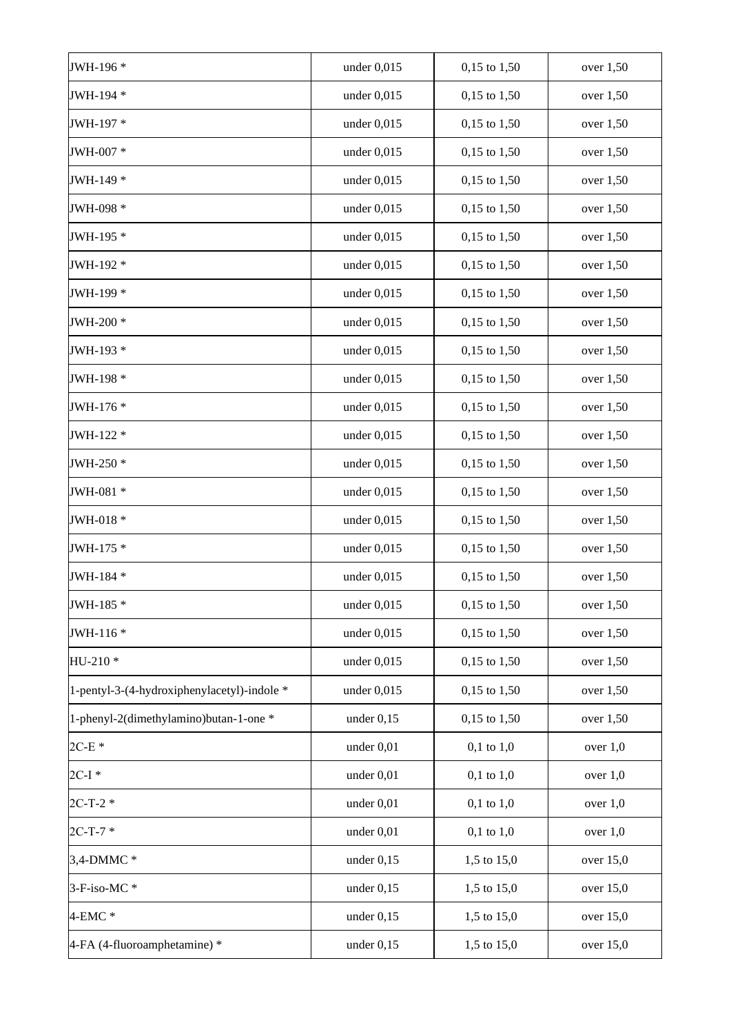| | | | |
|---|---|---|---|
| JWH-196 * | under 0,015 | 0,15 to 1,50 | over 1,50 |
| JWH-194 * | under 0,015 | 0,15 to 1,50 | over 1,50 |
| JWH-197 * | under 0,015 | 0,15 to 1,50 | over 1,50 |
| JWH-007 * | under 0,015 | 0,15 to 1,50 | over 1,50 |
| JWH-149 * | under 0,015 | 0,15 to 1,50 | over 1,50 |
| JWH-098 * | under 0,015 | 0,15 to 1,50 | over 1,50 |
| JWH-195 * | under 0,015 | 0,15 to 1,50 | over 1,50 |
| JWH-192 * | under 0,015 | 0,15 to 1,50 | over 1,50 |
| JWH-199 * | under 0,015 | 0,15 to 1,50 | over 1,50 |
| JWH-200 * | under 0,015 | 0,15 to 1,50 | over 1,50 |
| JWH-193 * | under 0,015 | 0,15 to 1,50 | over 1,50 |
| JWH-198 * | under 0,015 | 0,15 to 1,50 | over 1,50 |
| JWH-176 * | under 0,015 | 0,15 to 1,50 | over 1,50 |
| JWH-122 * | under 0,015 | 0,15 to 1,50 | over 1,50 |
| JWH-250 * | under 0,015 | 0,15 to 1,50 | over 1,50 |
| JWH-081 * | under 0,015 | 0,15 to 1,50 | over 1,50 |
| JWH-018 * | under 0,015 | 0,15 to 1,50 | over 1,50 |
| JWH-175 * | under 0,015 | 0,15 to 1,50 | over 1,50 |
| JWH-184 * | under 0,015 | 0,15 to 1,50 | over 1,50 |
| JWH-185 * | under 0,015 | 0,15 to 1,50 | over 1,50 |
| JWH-116 * | under 0,015 | 0,15 to 1,50 | over 1,50 |
| HU-210 * | under 0,015 | 0,15 to 1,50 | over 1,50 |
| 1-pentyl-3-(4-hydroxiphenylacetyl)-indole * | under 0,015 | 0,15 to 1,50 | over 1,50 |
| 1-phenyl-2(dimethylamino)butan-1-one * | under 0,15 | 0,15 to 1,50 | over 1,50 |
| 2C-E * | under 0,01 | 0,1 to 1,0 | over 1,0 |
| 2C-I * | under 0,01 | 0,1 to 1,0 | over 1,0 |
| 2C-T-2 * | under 0,01 | 0,1 to 1,0 | over 1,0 |
| 2C-T-7 * | under 0,01 | 0,1 to 1,0 | over 1,0 |
| 3,4-DMMC * | under 0,15 | 1,5 to 15,0 | over 15,0 |
| 3-F-iso-MC * | under 0,15 | 1,5 to 15,0 | over 15,0 |
| 4-EMC * | under 0,15 | 1,5 to 15,0 | over 15,0 |
| 4-FA (4-fluoroamphetamine) * | under 0,15 | 1,5 to 15,0 | over 15,0 |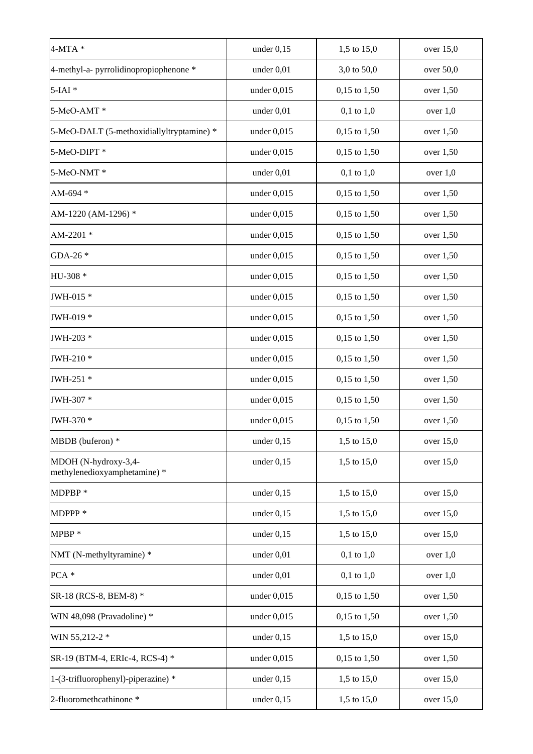| | | | |
|---|---|---|---|
| 4-MTA * | under 0,15 | 1,5 to 15,0 | over 15,0 |
| 4-methyl-a- pyrrolidinopropiophenone * | under 0,01 | 3,0 to 50,0 | over 50,0 |
| 5-IAI * | under 0,015 | 0,15 to 1,50 | over 1,50 |
| 5-MeO-AMT * | under 0,01 | 0,1 to 1,0 | over 1,0 |
| 5-MeO-DALT (5-methoxidiallyltryptamine) * | under 0,015 | 0,15 to 1,50 | over 1,50 |
| 5-MeO-DIPT * | under 0,015 | 0,15 to 1,50 | over 1,50 |
| 5-MeO-NMT * | under 0,01 | 0,1 to 1,0 | over 1,0 |
| AM-694 * | under 0,015 | 0,15 to 1,50 | over 1,50 |
| AM-1220 (AM-1296) * | under 0,015 | 0,15 to 1,50 | over 1,50 |
| AM-2201 * | under 0,015 | 0,15 to 1,50 | over 1,50 |
| GDA-26 * | under 0,015 | 0,15 to 1,50 | over 1,50 |
| HU-308 * | under 0,015 | 0,15 to 1,50 | over 1,50 |
| JWH-015 * | under 0,015 | 0,15 to 1,50 | over 1,50 |
| JWH-019 * | under 0,015 | 0,15 to 1,50 | over 1,50 |
| JWH-203 * | under 0,015 | 0,15 to 1,50 | over 1,50 |
| JWH-210 * | under 0,015 | 0,15 to 1,50 | over 1,50 |
| JWH-251 * | under 0,015 | 0,15 to 1,50 | over 1,50 |
| JWH-307 * | under 0,015 | 0,15 to 1,50 | over 1,50 |
| JWH-370 * | under 0,015 | 0,15 to 1,50 | over 1,50 |
| MBDB (buferon) * | under 0,15 | 1,5 to 15,0 | over 15,0 |
| MDOH (N-hydroxy-3,4-methylenedioxyamphetamine) * | under 0,15 | 1,5 to 15,0 | over 15,0 |
| MDPBP * | under 0,15 | 1,5 to 15,0 | over 15,0 |
| MDPPP * | under 0,15 | 1,5 to 15,0 | over 15,0 |
| MPBP * | under 0,15 | 1,5 to 15,0 | over 15,0 |
| NMT (N-methyltyramine) * | under 0,01 | 0,1 to 1,0 | over 1,0 |
| PCA * | under 0,01 | 0,1 to 1,0 | over 1,0 |
| SR-18 (RCS-8, BEM-8) * | under 0,015 | 0,15 to 1,50 | over 1,50 |
| WIN 48,098 (Pravadoline) * | under 0,015 | 0,15 to 1,50 | over 1,50 |
| WIN 55,212-2 * | under 0,15 | 1,5 to 15,0 | over 15,0 |
| SR-19 (BTM-4, ERIc-4, RCS-4) * | under 0,015 | 0,15 to 1,50 | over 1,50 |
| 1-(3-trifluorophenyl)-piperazine) * | under 0,15 | 1,5 to 15,0 | over 15,0 |
| 2-fluoromethcathinone * | under 0,15 | 1,5 to 15,0 | over 15,0 |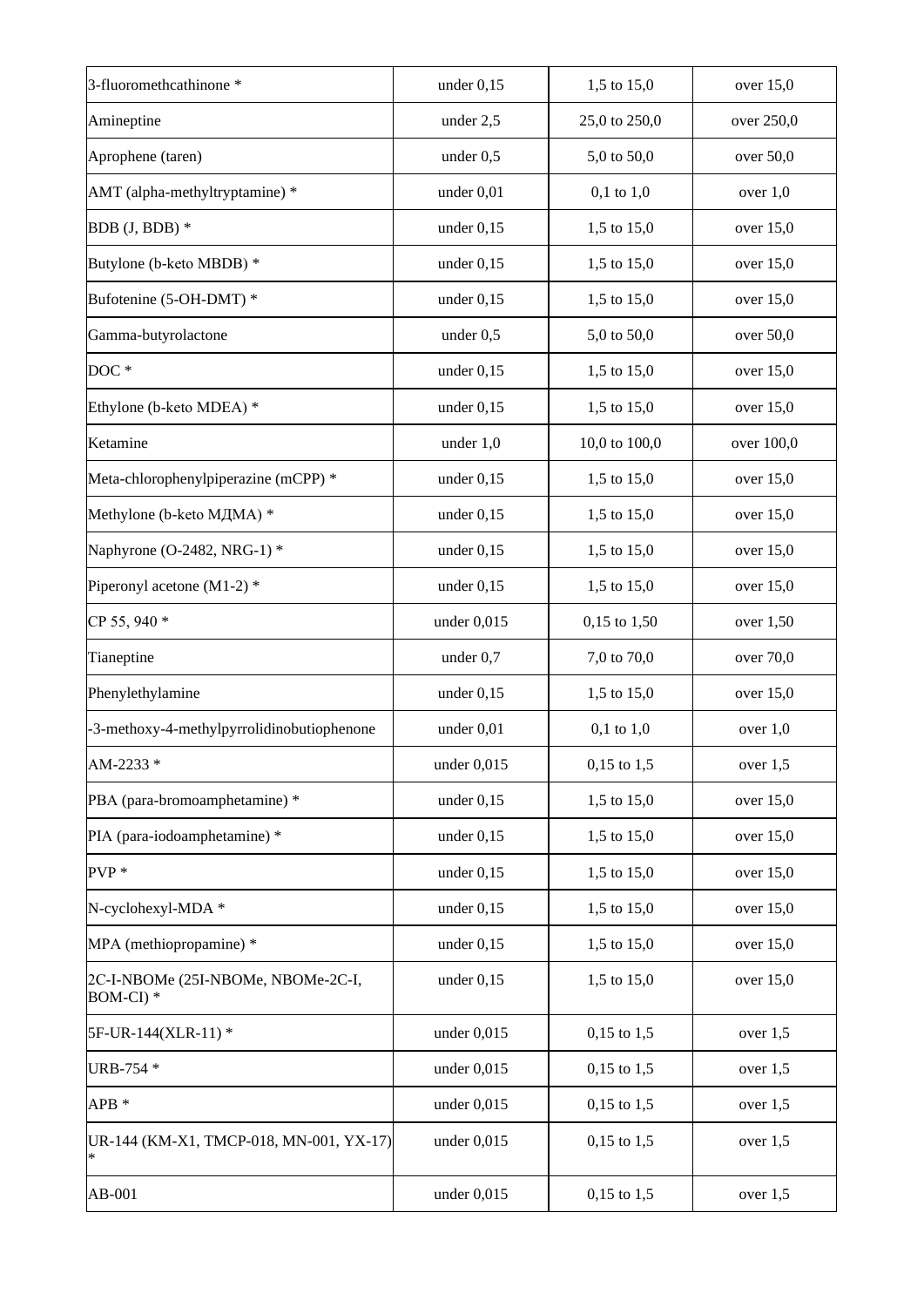| | | | |
|---|---|---|---|
| 3-fluoromethcathinone * | under 0,15 | 1,5 to 15,0 | over 15,0 |
| Amineptine | under 2,5 | 25,0 to 250,0 | over 250,0 |
| Aprophene (taren) | under 0,5 | 5,0 to 50,0 | over 50,0 |
| AMT (alpha-methyltryptamine) * | under 0,01 | 0,1 to 1,0 | over 1,0 |
| BDB (J, BDB) * | under 0,15 | 1,5 to 15,0 | over 15,0 |
| Butylone (b-keto MBDB) * | under 0,15 | 1,5 to 15,0 | over 15,0 |
| Bufotenine (5-OH-DMT) * | under 0,15 | 1,5 to 15,0 | over 15,0 |
| Gamma-butyrolactone | under 0,5 | 5,0 to 50,0 | over 50,0 |
| DOC * | under 0,15 | 1,5 to 15,0 | over 15,0 |
| Ethylone (b-keto MDEA) * | under 0,15 | 1,5 to 15,0 | over 15,0 |
| Ketamine | under 1,0 | 10,0 to 100,0 | over 100,0 |
| Meta-chlorophenylpiperazine (mCPP) * | under 0,15 | 1,5 to 15,0 | over 15,0 |
| Methylone (b-keto МДМА) * | under 0,15 | 1,5 to 15,0 | over 15,0 |
| Naphyrone (O-2482, NRG-1) * | under 0,15 | 1,5 to 15,0 | over 15,0 |
| Piperonyl acetone (M1-2) * | under 0,15 | 1,5 to 15,0 | over 15,0 |
| CP 55, 940 * | under 0,015 | 0,15 to 1,50 | over 1,50 |
| Tianeptine | under 0,7 | 7,0 to 70,0 | over 70,0 |
| Phenylethylamine | under 0,15 | 1,5 to 15,0 | over 15,0 |
| -3-methoxy-4-methylpyrrolidinobutiophenone | under 0,01 | 0,1 to 1,0 | over 1,0 |
| AM-2233 * | under 0,015 | 0,15 to 1,5 | over 1,5 |
| PBA (para-bromoamphetamine) * | under 0,15 | 1,5 to 15,0 | over 15,0 |
| PIA (para-iodoamphetamine) * | under 0,15 | 1,5 to 15,0 | over 15,0 |
| PVP * | under 0,15 | 1,5 to 15,0 | over 15,0 |
| N-cyclohexyl-MDA * | under 0,15 | 1,5 to 15,0 | over 15,0 |
| MPA (methiopropamine) * | under 0,15 | 1,5 to 15,0 | over 15,0 |
| 2C-I-NBOMe (25I-NBOMe, NBOMe-2C-I, BOM-CI) * | under 0,15 | 1,5 to 15,0 | over 15,0 |
| 5F-UR-144(XLR-11) * | under 0,015 | 0,15 to 1,5 | over 1,5 |
| URB-754 * | under 0,015 | 0,15 to 1,5 | over 1,5 |
| APB * | under 0,015 | 0,15 to 1,5 | over 1,5 |
| UR-144 (KM-X1, TMCP-018, MN-001, YX-17) * | under 0,015 | 0,15 to 1,5 | over 1,5 |
| AB-001 | under 0,015 | 0,15 to 1,5 | over 1,5 |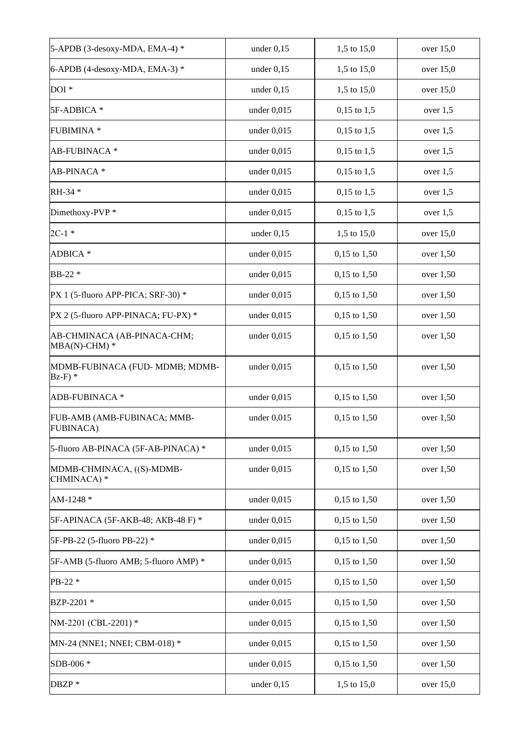| | | | |
|---|---|---|---|
| 5-APDB (3-desoxy-MDA, EMA-4) * | under 0,15 | 1,5 to 15,0 | over 15,0 |
| 6-APDB (4-desoxy-MDA, EMA-3) * | under 0,15 | 1,5 to 15,0 | over 15,0 |
| DOI * | under 0,15 | 1,5 to 15,0 | over 15,0 |
| 5F-ADBICA * | under 0,015 | 0,15 to 1,5 | over 1,5 |
| FUBIMINA * | under 0,015 | 0,15 to 1,5 | over 1,5 |
| AB-FUBINACA * | under 0,015 | 0,15 to 1,5 | over 1,5 |
| AB-PINACA * | under 0,015 | 0,15 to 1,5 | over 1,5 |
| RH-34 * | under 0,015 | 0,15 to 1,5 | over 1,5 |
| Dimethoxy-PVP * | under 0,015 | 0,15 to 1,5 | over 1,5 |
| 2C-1 * | under 0,15 | 1,5 to 15,0 | over 15,0 |
| ADBICA * | under 0,015 | 0,15 to 1,50 | over 1,50 |
| BB-22 * | under 0,015 | 0,15 to 1,50 | over 1,50 |
| PX 1 (5-fluoro APP-PICA; SRF-30) * | under 0,015 | 0,15 to 1,50 | over 1,50 |
| PX 2 (5-fluoro APP-PINACA; FU-PX) * | under 0,015 | 0,15 to 1,50 | over 1,50 |
| AB-CHMINACA (AB-PINACA-CHM; MBA(N)-CHM) * | under 0,015 | 0,15 to 1,50 | over 1,50 |
| MDMB-FUBINACA (FUD- MDMB; MDMB-Bz-F) * | under 0,015 | 0,15 to 1,50 | over 1,50 |
| ADB-FUBINACA * | under 0,015 | 0,15 to 1,50 | over 1,50 |
| FUB-AMB (AMB-FUBINACA; MMB-FUBINACA) | under 0,015 | 0,15 to 1,50 | over 1,50 |
| 5-fluoro AB-PINACA (5F-AB-PINACA) * | under 0,015 | 0,15 to 1,50 | over 1,50 |
| MDMB-CHMINACA, ((S)-MDMB-CHMINACA) * | under 0,015 | 0,15 to 1,50 | over 1,50 |
| AM-1248 * | under 0,015 | 0,15 to 1,50 | over 1,50 |
| 5F-APINACA (5F-AKB-48; AKB-48 F) * | under 0,015 | 0,15 to 1,50 | over 1,50 |
| 5F-PB-22 (5-fluoro PB-22) * | under 0,015 | 0,15 to 1,50 | over 1,50 |
| 5F-AMB (5-fluoro AMB; 5-fluoro AMP) * | under 0,015 | 0,15 to 1,50 | over 1,50 |
| PB-22 * | under 0,015 | 0,15 to 1,50 | over 1,50 |
| BZP-2201 * | under 0,015 | 0,15 to 1,50 | over 1,50 |
| NM-2201 (CBL-2201) * | under 0,015 | 0,15 to 1,50 | over 1,50 |
| MN-24 (NNE1; NNEI; CBM-018) * | under 0,015 | 0,15 to 1,50 | over 1,50 |
| SDB-006 * | under 0,015 | 0,15 to 1,50 | over 1,50 |
| DBZP * | under 0,15 | 1,5 to 15,0 | over 15,0 |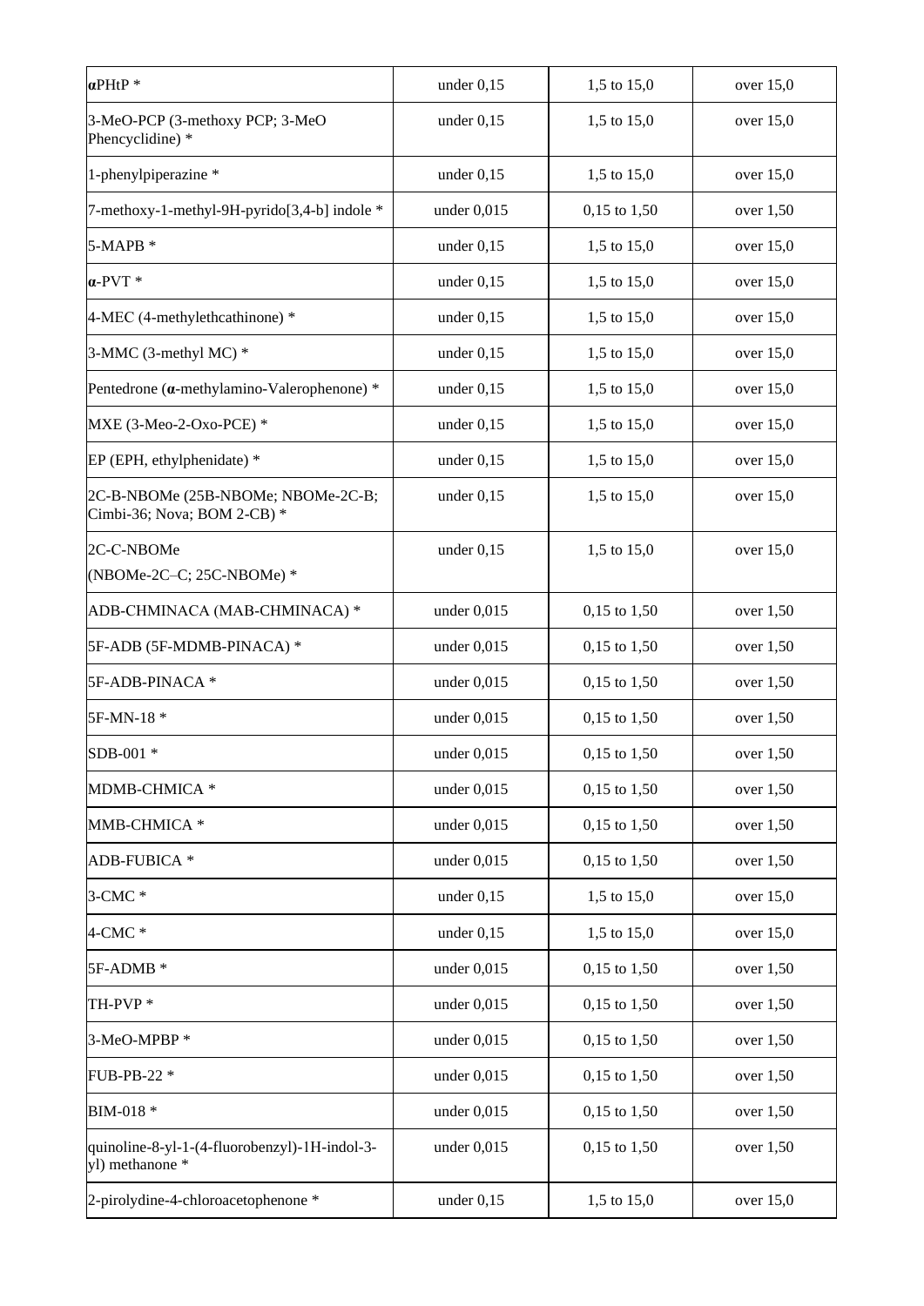| | | | |
|---|---|---|---|
| αPHtP * | under 0,15 | 1,5 to 15,0 | over 15,0 |
| 3-MeO-PCP (3-methoxy PCP; 3-MeO Phencyclidine) * | under 0,15 | 1,5 to 15,0 | over 15,0 |
| 1-phenylpiperazine * | under 0,15 | 1,5 to 15,0 | over 15,0 |
| 7-methoxy-1-methyl-9H-pyrido[3,4-b] indole * | under 0,015 | 0,15 to 1,50 | over 1,50 |
| 5-MAPB * | under 0,15 | 1,5 to 15,0 | over 15,0 |
| α-PVT * | under 0,15 | 1,5 to 15,0 | over 15,0 |
| 4-MEC (4-methylethcathinone) * | under 0,15 | 1,5 to 15,0 | over 15,0 |
| 3-MMC (3-methyl MC) * | under 0,15 | 1,5 to 15,0 | over 15,0 |
| Pentedrone (α-methylamino-Valerophenone) * | under 0,15 | 1,5 to 15,0 | over 15,0 |
| MXE (3-Meo-2-Oxo-PCE) * | under 0,15 | 1,5 to 15,0 | over 15,0 |
| EP (EPH, ethylphenidate) * | under 0,15 | 1,5 to 15,0 | over 15,0 |
| 2C-B-NBOMe (25B-NBOMe; NBOMe-2C-B; Cimbi-36; Nova; BOM 2-CB) * | under 0,15 | 1,5 to 15,0 | over 15,0 |
| 2C-C-NBOMe (NBOMe-2C–C; 25C-NBOMe) * | under 0,15 | 1,5 to 15,0 | over 15,0 |
| ADB-CHMINACA (MAB-CHMINACA) * | under 0,015 | 0,15 to 1,50 | over 1,50 |
| 5F-ADB (5F-MDMB-PINACA) * | under 0,015 | 0,15 to 1,50 | over 1,50 |
| 5F-ADB-PINACA * | under 0,015 | 0,15 to 1,50 | over 1,50 |
| 5F-MN-18 * | under 0,015 | 0,15 to 1,50 | over 1,50 |
| SDB-001 * | under 0,015 | 0,15 to 1,50 | over 1,50 |
| MDMB-CHMICA * | under 0,015 | 0,15 to 1,50 | over 1,50 |
| MMB-CHMICA * | under 0,015 | 0,15 to 1,50 | over 1,50 |
| ADB-FUBICA * | under 0,015 | 0,15 to 1,50 | over 1,50 |
| 3-CMC * | under 0,15 | 1,5 to 15,0 | over 15,0 |
| 4-CMC * | under 0,15 | 1,5 to 15,0 | over 15,0 |
| 5F-ADMB * | under 0,015 | 0,15 to 1,50 | over 1,50 |
| TH-PVP * | under 0,015 | 0,15 to 1,50 | over 1,50 |
| 3-MeO-MPBP * | under 0,015 | 0,15 to 1,50 | over 1,50 |
| FUB-PB-22 * | under 0,015 | 0,15 to 1,50 | over 1,50 |
| BIM-018 * | under 0,015 | 0,15 to 1,50 | over 1,50 |
| quinoline-8-yl-1-(4-fluorobenzyl)-1H-indol-3-yl) methanone * | under 0,015 | 0,15 to 1,50 | over 1,50 |
| 2-pirolydine-4-chloroacetophenone * | under 0,15 | 1,5 to 15,0 | over 15,0 |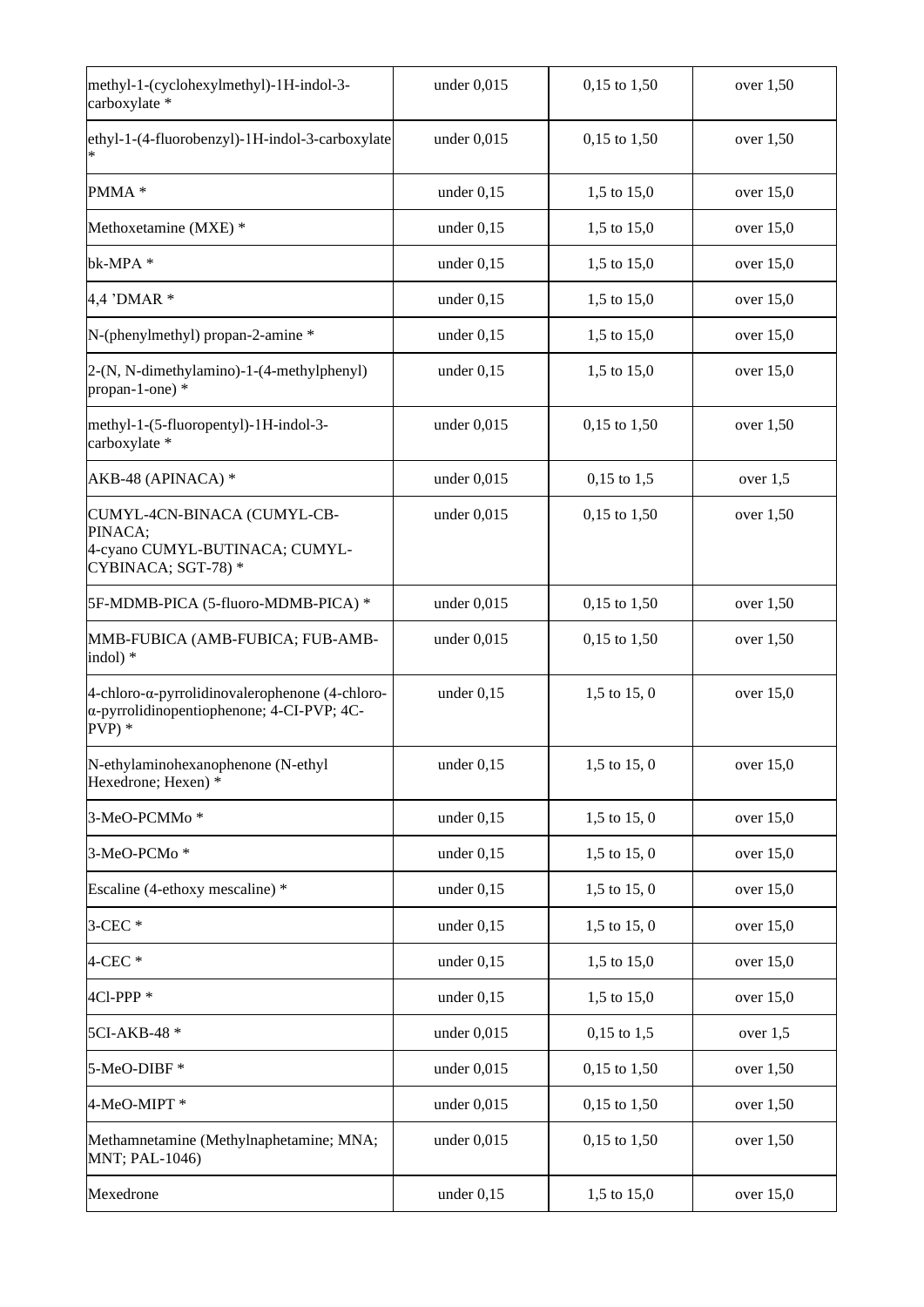| | | | |
|---|---|---|---|
| methyl-1-(cyclohexylmethyl)-1H-indol-3-carboxylate * | under 0,015 | 0,15 to 1,50 | over 1,50 |
| ethyl-1-(4-fluorobenzyl)-1H-indol-3-carboxylate * | under 0,015 | 0,15 to 1,50 | over 1,50 |
| PMMA * | under 0,15 | 1,5 to 15,0 | over 15,0 |
| Methoxetamine (MXE) * | under 0,15 | 1,5 to 15,0 | over 15,0 |
| bk-MPA * | under 0,15 | 1,5 to 15,0 | over 15,0 |
| 4,4 'DMAR * | under 0,15 | 1,5 to 15,0 | over 15,0 |
| N-(phenylmethyl) propan-2-amine * | under 0,15 | 1,5 to 15,0 | over 15,0 |
| 2-(N, N-dimethylamino)-1-(4-methylphenyl) propan-1-one) * | under 0,15 | 1,5 to 15,0 | over 15,0 |
| methyl-1-(5-fluoropentyl)-1H-indol-3-carboxylate * | under 0,015 | 0,15 to 1,50 | over 1,50 |
| AKB-48 (APINACA) * | under 0,015 | 0,15 to 1,5 | over 1,5 |
| CUMYL-4CN-BINACA (CUMYL-CB-PINACA; 4-cyano CUMYL-BUTINACA; CUMYL-CYBINACA; SGT-78) * | under 0,015 | 0,15 to 1,50 | over 1,50 |
| 5F-MDMB-PICA (5-fluoro-MDMB-PICA) * | under 0,015 | 0,15 to 1,50 | over 1,50 |
| MMB-FUBICA (AMB-FUBICA; FUB-AMB-indol) * | under 0,015 | 0,15 to 1,50 | over 1,50 |
| 4-chloro-α-pyrrolidinovalerophenone (4-chloro-α-pyrrolidinopentiophenone; 4-CI-PVP; 4C-PVP) * | under 0,15 | 1,5 to 15, 0 | over 15,0 |
| N-ethylaminohexanophenone (N-ethyl Hexedrone; Hexen) * | under 0,15 | 1,5 to 15, 0 | over 15,0 |
| 3-MeO-PCMMo * | under 0,15 | 1,5 to 15, 0 | over 15,0 |
| 3-MeO-PCMo * | under 0,15 | 1,5 to 15, 0 | over 15,0 |
| Escaline (4-ethoxy mescaline) * | under 0,15 | 1,5 to 15, 0 | over 15,0 |
| 3-CEC * | under 0,15 | 1,5 to 15, 0 | over 15,0 |
| 4-CEC * | under 0,15 | 1,5 to 15,0 | over 15,0 |
| 4Cl-PPP * | under 0,15 | 1,5 to 15,0 | over 15,0 |
| 5Cl-AKB-48 * | under 0,015 | 0,15 to 1,5 | over 1,5 |
| 5-MeO-DIBF * | under 0,015 | 0,15 to 1,50 | over 1,50 |
| 4-MeO-MIPT * | under 0,015 | 0,15 to 1,50 | over 1,50 |
| Methamnetamine (Methylnaphetamine; MNA; MNT; PAL-1046) | under 0,015 | 0,15 to 1,50 | over 1,50 |
| Mexedrone | under 0,15 | 1,5 to 15,0 | over 15,0 |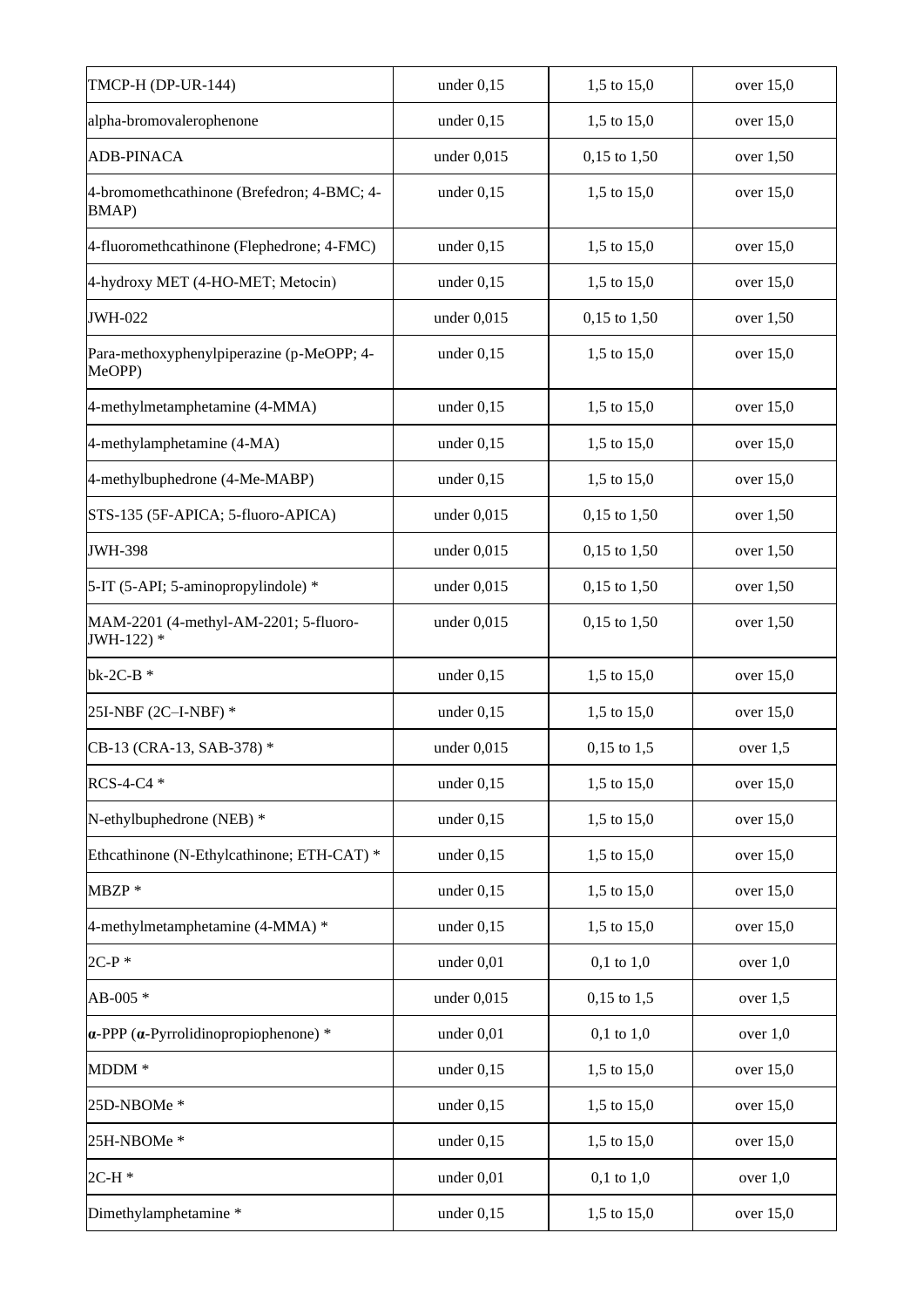| | | | |
|---|---|---|---|
| TMCP-H (DP-UR-144) | under 0,15 | 1,5 to 15,0 | over 15,0 |
| alpha-bromovalerophenone | under 0,15 | 1,5 to 15,0 | over 15,0 |
| ADB-PINACA | under 0,015 | 0,15 to 1,50 | over 1,50 |
| 4-bromomethcathinone (Brefedron; 4-BMC; 4-BMAP) | under 0,15 | 1,5 to 15,0 | over 15,0 |
| 4-fluoromethcathinone (Flephedrone; 4-FMC) | under 0,15 | 1,5 to 15,0 | over 15,0 |
| 4-hydroxy MET (4-HO-MET; Metocin) | under 0,15 | 1,5 to 15,0 | over 15,0 |
| JWH-022 | under 0,015 | 0,15 to 1,50 | over 1,50 |
| Para-methoxyphenylpiperazine (p-MeOPP; 4-MeOPP) | under 0,15 | 1,5 to 15,0 | over 15,0 |
| 4-methylmetamphetamine (4-MMA) | under 0,15 | 1,5 to 15,0 | over 15,0 |
| 4-methylamphetamine (4-MA) | under 0,15 | 1,5 to 15,0 | over 15,0 |
| 4-methylbuphedrone (4-Me-MABP) | under 0,15 | 1,5 to 15,0 | over 15,0 |
| STS-135 (5F-APICA; 5-fluoro-APICA) | under 0,015 | 0,15 to 1,50 | over 1,50 |
| JWH-398 | under 0,015 | 0,15 to 1,50 | over 1,50 |
| 5-IT (5-API; 5-aminopropylindole) * | under 0,015 | 0,15 to 1,50 | over 1,50 |
| MAM-2201 (4-methyl-AM-2201; 5-fluoro-JWH-122) * | under 0,015 | 0,15 to 1,50 | over 1,50 |
| bk-2C-B * | under 0,15 | 1,5 to 15,0 | over 15,0 |
| 25I-NBF (2C–I-NBF) * | under 0,15 | 1,5 to 15,0 | over 15,0 |
| CB-13 (CRA-13, SAB-378) * | under 0,015 | 0,15 to 1,5 | over 1,5 |
| RCS-4-C4 * | under 0,15 | 1,5 to 15,0 | over 15,0 |
| N-ethylbuphedrone (NEB) * | under 0,15 | 1,5 to 15,0 | over 15,0 |
| Ethcathinone (N-Ethylcathinone; ETH-CAT) * | under 0,15 | 1,5 to 15,0 | over 15,0 |
| MBZP * | under 0,15 | 1,5 to 15,0 | over 15,0 |
| 4-methylmetamphetamine (4-MMA) * | under 0,15 | 1,5 to 15,0 | over 15,0 |
| 2C-P * | under 0,01 | 0,1 to 1,0 | over 1,0 |
| AB-005 * | under 0,015 | 0,15 to 1,5 | over 1,5 |
| **α**-PPP (**α**-Pyrrolidinopropiophenone) * | under 0,01 | 0,1 to 1,0 | over 1,0 |
| MDDM * | under 0,15 | 1,5 to 15,0 | over 15,0 |
| 25D-NBOMe * | under 0,15 | 1,5 to 15,0 | over 15,0 |
| 25H-NBOMe * | under 0,15 | 1,5 to 15,0 | over 15,0 |
| 2C-H * | under 0,01 | 0,1 to 1,0 | over 1,0 |
| Dimethylamphetamine * | under 0,15 | 1,5 to 15,0 | over 15,0 |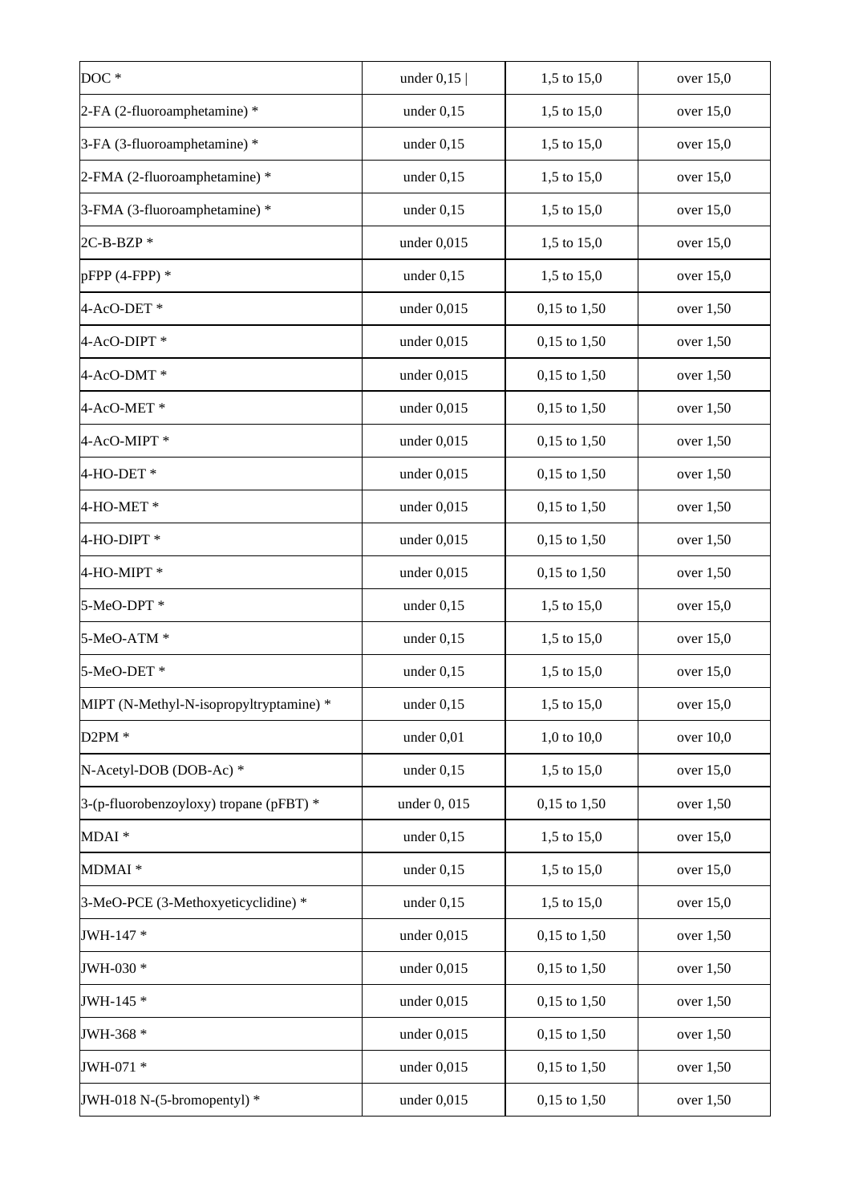| | | | |
|---|---|---|---|
| DOC * | under 0,15 \| | 1,5 to 15,0 | over 15,0 |
| 2-FA (2-fluoroamphetamine) * | under 0,15 | 1,5 to 15,0 | over 15,0 |
| 3-FA (3-fluoroamphetamine) * | under 0,15 | 1,5 to 15,0 | over 15,0 |
| 2-FMA (2-fluoroamphetamine) * | under 0,15 | 1,5 to 15,0 | over 15,0 |
| 3-FMA (3-fluoroamphetamine) * | under 0,15 | 1,5 to 15,0 | over 15,0 |
| 2C-B-BZP * | under 0,015 | 1,5 to 15,0 | over 15,0 |
| pFPP (4-FPP) * | under 0,15 | 1,5 to 15,0 | over 15,0 |
| 4-AcO-DET * | under 0,015 | 0,15 to 1,50 | over 1,50 |
| 4-AcO-DIPT * | under 0,015 | 0,15 to 1,50 | over 1,50 |
| 4-AcO-DMT * | under 0,015 | 0,15 to 1,50 | over 1,50 |
| 4-AcO-MET * | under 0,015 | 0,15 to 1,50 | over 1,50 |
| 4-AcO-MIPT * | under 0,015 | 0,15 to 1,50 | over 1,50 |
| 4-HO-DET * | under 0,015 | 0,15 to 1,50 | over 1,50 |
| 4-HO-MET * | under 0,015 | 0,15 to 1,50 | over 1,50 |
| 4-HO-DIPT * | under 0,015 | 0,15 to 1,50 | over 1,50 |
| 4-HO-MIPT * | under 0,015 | 0,15 to 1,50 | over 1,50 |
| 5-MeO-DPT * | under 0,15 | 1,5 to 15,0 | over 15,0 |
| 5-MeO-ATM * | under 0,15 | 1,5 to 15,0 | over 15,0 |
| 5-MeO-DET * | under 0,15 | 1,5 to 15,0 | over 15,0 |
| MIPT (N-Methyl-N-isopropyltryptamine) * | under 0,15 | 1,5 to 15,0 | over 15,0 |
| D2PM * | under 0,01 | 1,0 to 10,0 | over 10,0 |
| N-Acetyl-DOB (DOB-Ac) * | under 0,15 | 1,5 to 15,0 | over 15,0 |
| 3-(p-fluorobenzoyloxy) tropane (pFBT) * | under 0, 015 | 0,15 to 1,50 | over 1,50 |
| MDAI * | under 0,15 | 1,5 to 15,0 | over 15,0 |
| MDMAI * | under 0,15 | 1,5 to 15,0 | over 15,0 |
| 3-MeO-PCE (3-Methoxyeticyclidine) * | under 0,15 | 1,5 to 15,0 | over 15,0 |
| JWH-147 * | under 0,015 | 0,15 to 1,50 | over 1,50 |
| JWH-030 * | under 0,015 | 0,15 to 1,50 | over 1,50 |
| JWH-145 * | under 0,015 | 0,15 to 1,50 | over 1,50 |
| JWH-368 * | under 0,015 | 0,15 to 1,50 | over 1,50 |
| JWH-071 * | under 0,015 | 0,15 to 1,50 | over 1,50 |
| JWH-018 N-(5-bromopentyl) * | under 0,015 | 0,15 to 1,50 | over 1,50 |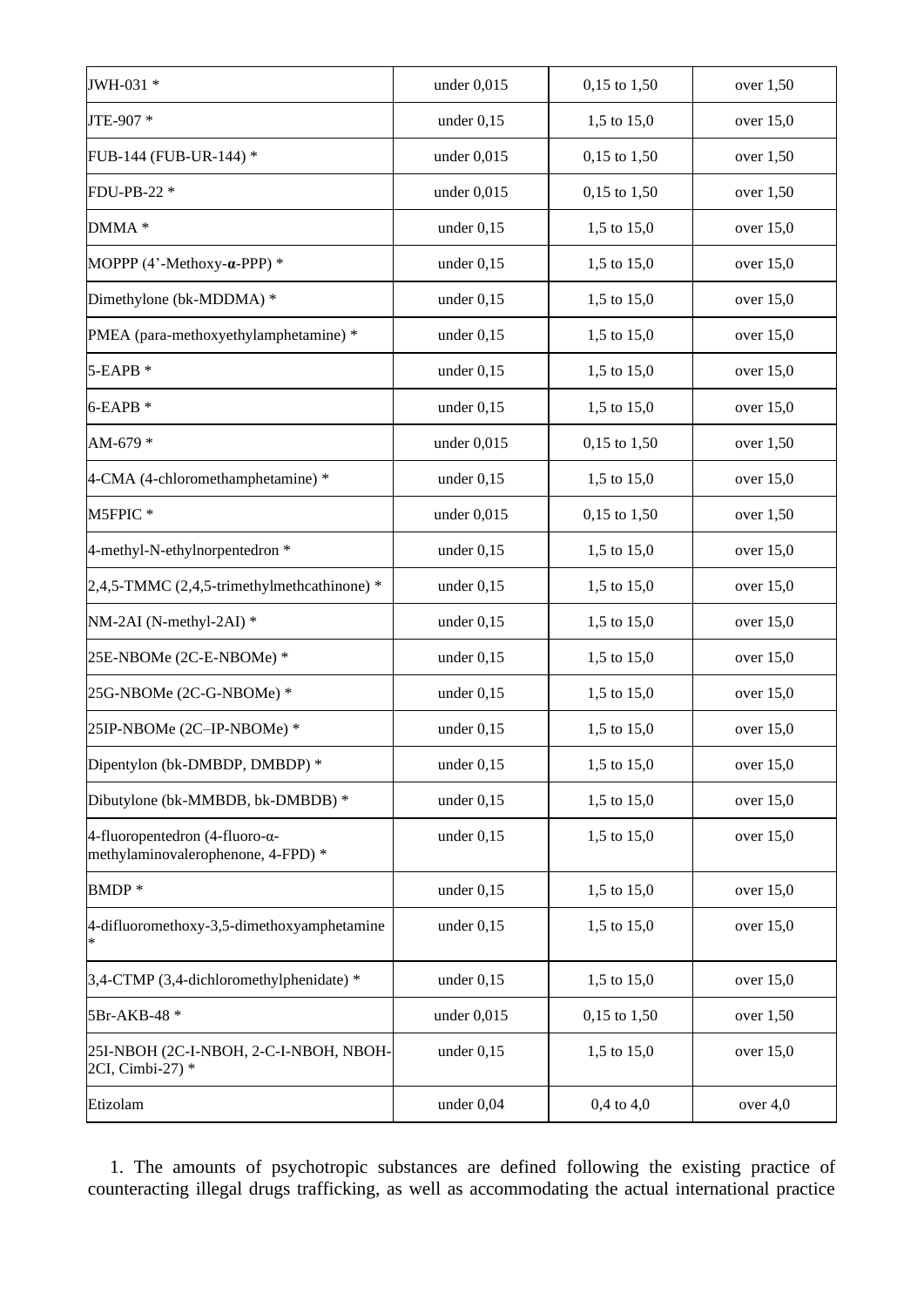| JWH-031 * | under 0,015 | 0,15 to 1,50 | over 1,50 |
|---|---|---|---|
| JTE-907 * | under 0,15 | 1,5 to 15,0 | over 15,0 |
| FUB-144 (FUB-UR-144) * | under 0,015 | 0,15 to 1,50 | over 1,50 |
| FDU-PB-22 * | under 0,015 | 0,15 to 1,50 | over 1,50 |
| DMMA * | under 0,15 | 1,5 to 15,0 | over 15,0 |
| MOPPP (4'-Methoxy-***α***-PPP) * | under 0,15 | 1,5 to 15,0 | over 15,0 |
| Dimethylone (bk-MDDMA) * | under 0,15 | 1,5 to 15,0 | over 15,0 |
| PMEA (para-methoxyethylamphetamine) * | under 0,15 | 1,5 to 15,0 | over 15,0 |
| 5-EAPB * | under 0,15 | 1,5 to 15,0 | over 15,0 |
| 6-EAPB * | under 0,15 | 1,5 to 15,0 | over 15,0 |
| AM-679 * | under 0,015 | 0,15 to 1,50 | over 1,50 |
| 4-CMA (4-chloromethamphetamine) * | under 0,15 | 1,5 to 15,0 | over 15,0 |
| M5FPIC * | under 0,015 | 0,15 to 1,50 | over 1,50 |
| 4-methyl-N-ethylnorpentedron * | under 0,15 | 1,5 to 15,0 | over 15,0 |
| 2,4,5-TMMC (2,4,5-trimethylmethcathinone) * | under 0,15 | 1,5 to 15,0 | over 15,0 |
| NM-2AI (N-methyl-2AI) * | under 0,15 | 1,5 to 15,0 | over 15,0 |
| 25E-NBOMe (2C-E-NBOMe) * | under 0,15 | 1,5 to 15,0 | over 15,0 |
| 25G-NBOMe (2C-G-NBOMe) * | under 0,15 | 1,5 to 15,0 | over 15,0 |
| 25IP-NBOMe (2C–IP-NBOMe) * | under 0,15 | 1,5 to 15,0 | over 15,0 |
| Dipentylon (bk-DMBDP, DMBDP) * | under 0,15 | 1,5 to 15,0 | over 15,0 |
| Dibutylone (bk-MMBDB, bk-DMBDB) * | under 0,15 | 1,5 to 15,0 | over 15,0 |
| 4-fluoropentedron (4-fluoro-α-methylaminovalerophenone, 4-FPD) * | under 0,15 | 1,5 to 15,0 | over 15,0 |
| BMDP * | under 0,15 | 1,5 to 15,0 | over 15,0 |
| 4-difluoromethoxy-3,5-dimethoxyamphetamine * | under 0,15 | 1,5 to 15,0 | over 15,0 |
| 3,4-CTMP (3,4-dichloromethylphenidate) * | under 0,15 | 1,5 to 15,0 | over 15,0 |
| 5Br-AKB-48 * | under 0,015 | 0,15 to 1,50 | over 1,50 |
| 25I-NBOH (2C-I-NBOH, 2-C-I-NBOH, NBOH-2CI, Cimbi-27) * | under 0,15 | 1,5 to 15,0 | over 15,0 |
| Etizolam | under 0,04 | 0,4 to 4,0 | over 4,0 |

1. The amounts of psychotropic substances are defined following the existing practice of counteracting illegal drugs trafficking, as well as accommodating the actual international practice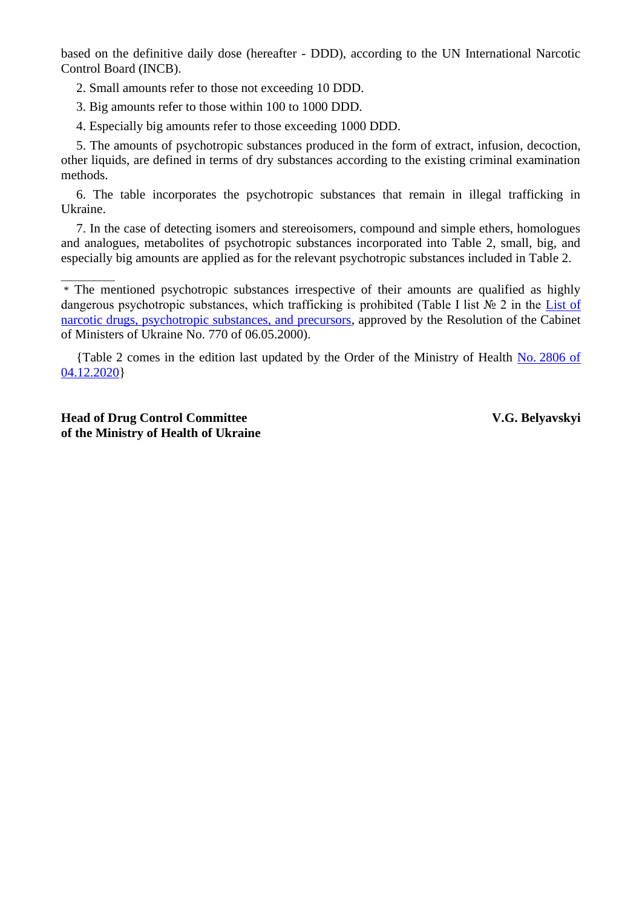based on the definitive daily dose (hereafter - DDD), according to the UN International Narcotic Control Board (INCB).

2. Small amounts refer to those not exceeding 10 DDD.

3. Big amounts refer to those within 100 to 1000 DDD.

4. Especially big amounts refer to those exceeding 1000 DDD.

5. The amounts of psychotropic substances produced in the form of extract, infusion, decoction, other liquids, are defined in terms of dry substances according to the existing criminal examination methods.

6. The table incorporates the psychotropic substances that remain in illegal trafficking in Ukraine.

7. In the case of detecting isomers and stereoisomers, compound and simple ethers, homologues and analogues, metabolites of psychotropic substances incorporated into Table 2, small, big, and especially big amounts are applied as for the relevant psychotropic substances included in Table 2.

---

* The mentioned psychotropic substances irrespective of their amounts are qualified as highly dangerous psychotropic substances, which trafficking is prohibited (Table I list № 2 in the List of narcotic drugs, psychotropic substances, and precursors, approved by the Resolution of the Cabinet of Ministers of Ukraine No. 770 of 06.05.2000).

{Table 2 comes in the edition last updated by the Order of the Ministry of Health No. 2806 of 04.12.2020}

**Head of Drug Control Committee**
**of the Ministry of Health of Ukraine** **V.G. Belyavskyi**